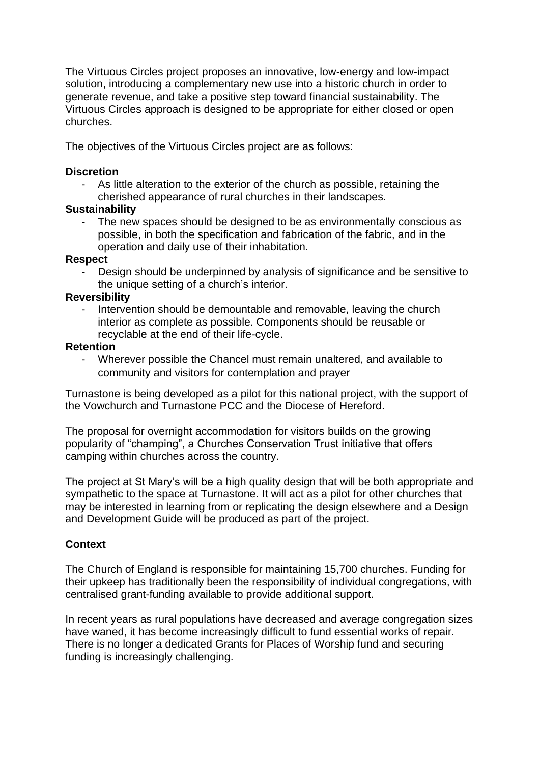The Virtuous Circles project proposes an innovative, low-energy and low-impact solution, introducing a complementary new use into a historic church in order to generate revenue, and take a positive step toward financial sustainability. The Virtuous Circles approach is designed to be appropriate for either closed or open churches.

The objectives of the Virtuous Circles project are as follows:

**Discretion**

- As little alteration to the exterior of the church as possible, retaining the cherished appearance of rural churches in their landscapes.

**Sustainability**

- The new spaces should be designed to be as environmentally conscious as possible, in both the specification and fabrication of the fabric, and in the operation and daily use of their inhabitation.

**Respect**

- Design should be underpinned by analysis of significance and be sensitive to the unique setting of a church's interior.

**Reversibility**

- Intervention should be demountable and removable, leaving the church interior as complete as possible. Components should be reusable or recyclable at the end of their life-cycle.

**Retention**

- Wherever possible the Chancel must remain unaltered, and available to community and visitors for contemplation and prayer

Turnastone is being developed as a pilot for this national project, with the support of the Vowchurch and Turnastone PCC and the Diocese of Hereford.

The proposal for overnight accommodation for visitors builds on the growing popularity of "champing", a Churches Conservation Trust initiative that offers camping within churches across the country.

The project at St Mary's will be a high quality design that will be both appropriate and sympathetic to the space at Turnastone. It will act as a pilot for other churches that may be interested in learning from or replicating the design elsewhere and a Design and Development Guide will be produced as part of the project.

**Context**

The Church of England is responsible for maintaining 15,700 churches. Funding for their upkeep has traditionally been the responsibility of individual congregations, with centralised grant-funding available to provide additional support.

In recent years as rural populations have decreased and average congregation sizes have waned, it has become increasingly difficult to fund essential works of repair. There is no longer a dedicated Grants for Places of Worship fund and securing funding is increasingly challenging.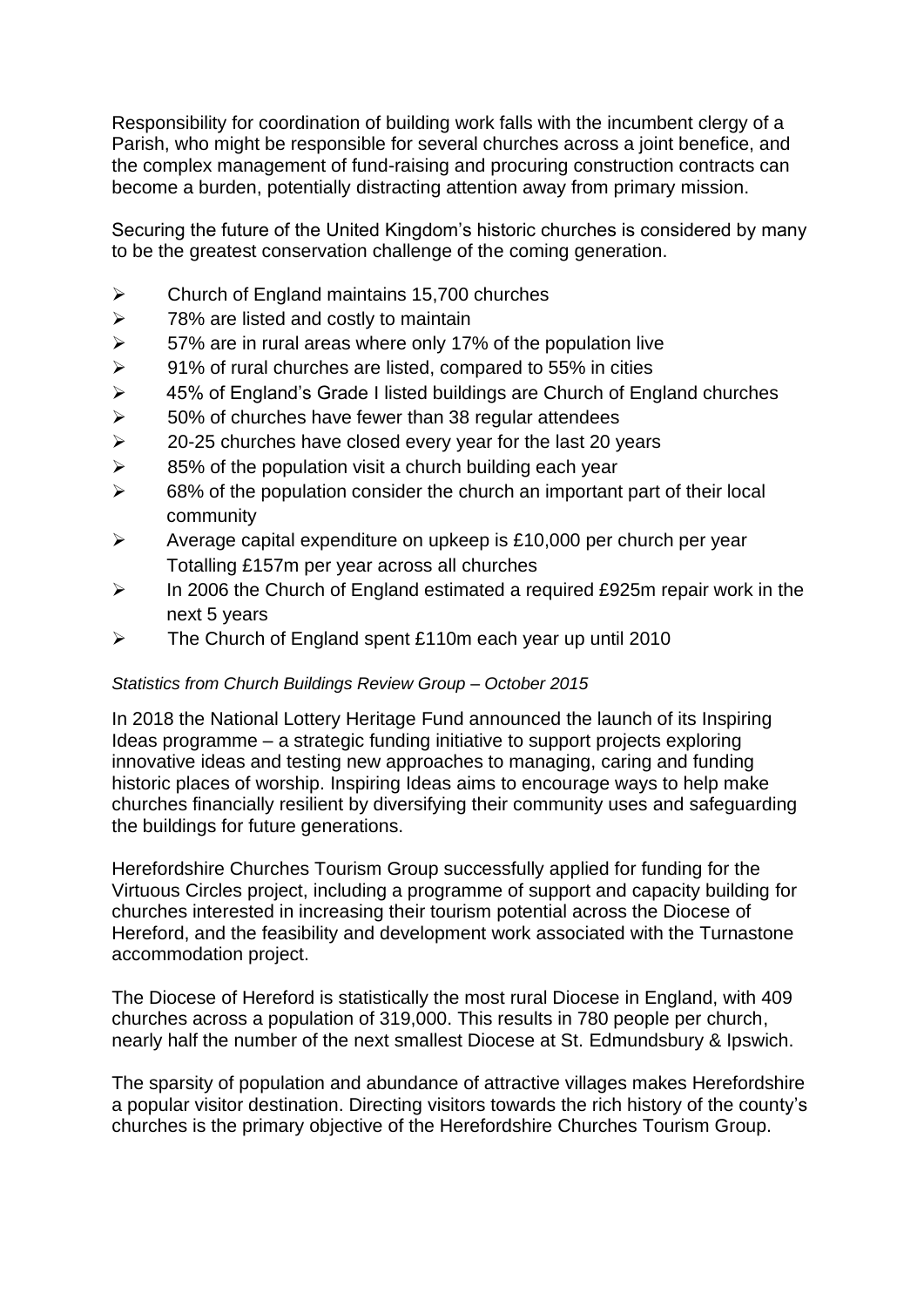Responsibility for coordination of building work falls with the incumbent clergy of a Parish, who might be responsible for several churches across a joint benefice, and the complex management of fund-raising and procuring construction contracts can become a burden, potentially distracting attention away from primary mission.

Securing the future of the United Kingdom's historic churches is considered by many to be the greatest conservation challenge of the coming generation.

- Church of England maintains 15,700 churches
- 78% are listed and costly to maintain
- 57% are in rural areas where only 17% of the population live
- 91% of rural churches are listed, compared to 55% in cities
- 45% of England's Grade I listed buildings are Church of England churches
- 50% of churches have fewer than 38 regular attendees
- 20-25 churches have closed every year for the last 20 years
- 85% of the population visit a church building each year
- 68% of the population consider the church an important part of their local community
- Average capital expenditure on upkeep is £10,000 per church per year Totalling £157m per year across all churches
- In 2006 the Church of England estimated a required £925m repair work in the next 5 years
- The Church of England spent £110m each year up until 2010

*Statistics from Church Buildings Review Group – October 2015*

In 2018 the National Lottery Heritage Fund announced the launch of its Inspiring Ideas programme – a strategic funding initiative to support projects exploring innovative ideas and testing new approaches to managing, caring and funding historic places of worship. Inspiring Ideas aims to encourage ways to help make churches financially resilient by diversifying their community uses and safeguarding the buildings for future generations.

Herefordshire Churches Tourism Group successfully applied for funding for the Virtuous Circles project, including a programme of support and capacity building for churches interested in increasing their tourism potential across the Diocese of Hereford, and the feasibility and development work associated with the Turnastone accommodation project.

The Diocese of Hereford is statistically the most rural Diocese in England, with 409 churches across a population of 319,000. This results in 780 people per church, nearly half the number of the next smallest Diocese at St. Edmundsbury & Ipswich.

The sparsity of population and abundance of attractive villages makes Herefordshire a popular visitor destination. Directing visitors towards the rich history of the county's churches is the primary objective of the Herefordshire Churches Tourism Group.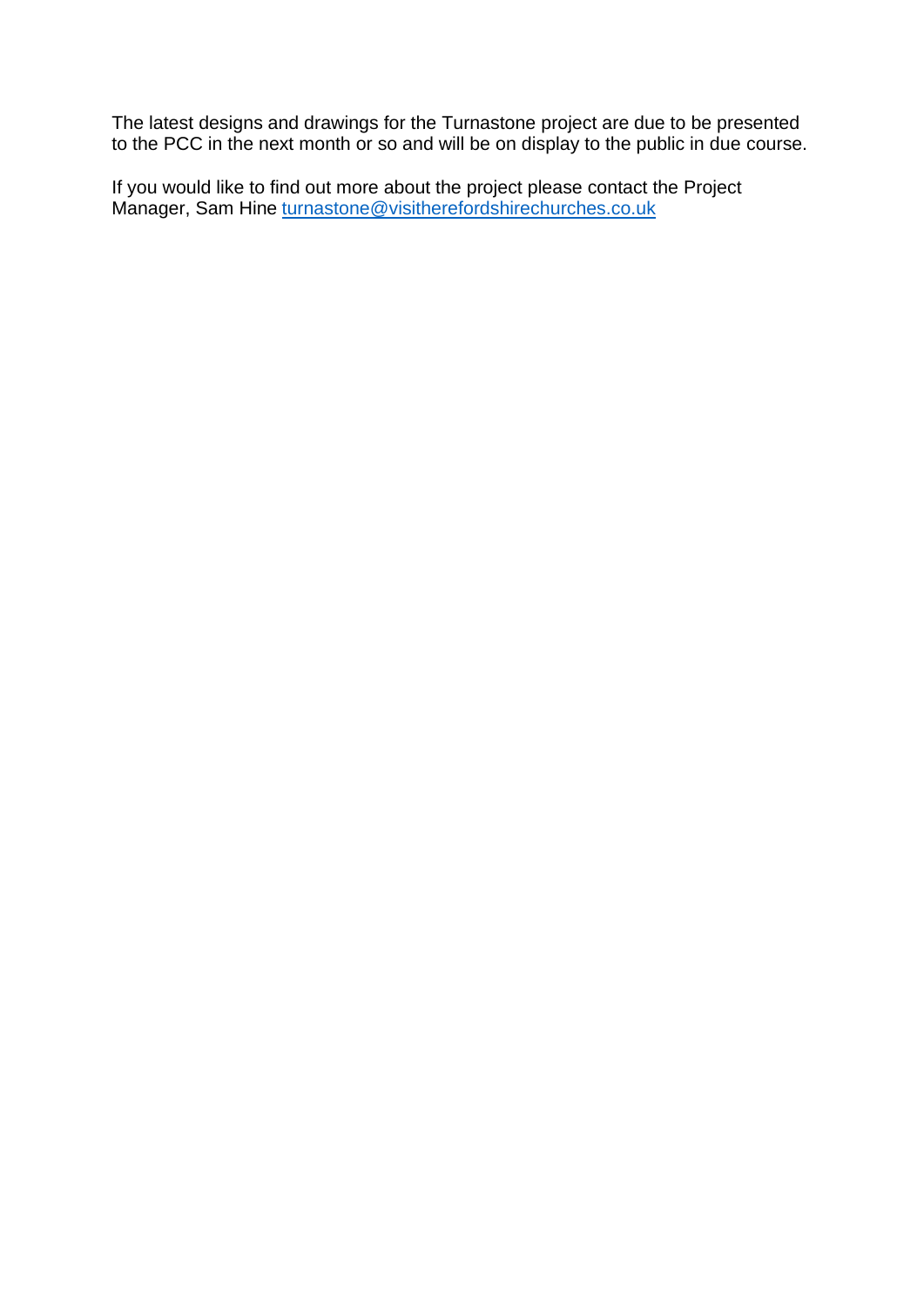The latest designs and drawings for the Turnastone project are due to be presented to the PCC in the next month or so and will be on display to the public in due course.

If you would like to find out more about the project please contact the Project Manager, Sam Hine turnastone@visitherefordshirechurches.co.uk